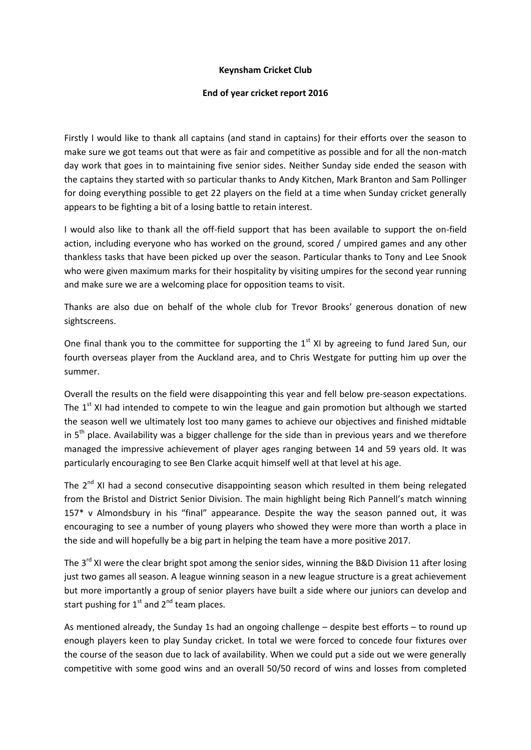**Keynsham Cricket Club**

**End of year cricket report 2016**

Firstly I would like to thank all captains (and stand in captains) for their efforts over the season to make sure we got teams out that were as fair and competitive as possible and for all the non-match day work that goes in to maintaining five senior sides. Neither Sunday side ended the season with the captains they started with so particular thanks to Andy Kitchen, Mark Branton and Sam Pollinger for doing everything possible to get 22 players on the field at a time when Sunday cricket generally appears to be fighting a bit of a losing battle to retain interest.

I would also like to thank all the off-field support that has been available to support the on-field action, including everyone who has worked on the ground, scored / umpired games and any other thankless tasks that have been picked up over the season. Particular thanks to Tony and Lee Snook who were given maximum marks for their hospitality by visiting umpires for the second year running and make sure we are a welcoming place for opposition teams to visit.

Thanks are also due on behalf of the whole club for Trevor Brooks' generous donation of new sightscreens.

One final thank you to the committee for supporting the 1st XI by agreeing to fund Jared Sun, our fourth overseas player from the Auckland area, and to Chris Westgate for putting him up over the summer.

Overall the results on the field were disappointing this year and fell below pre-season expectations. The 1st XI had intended to compete to win the league and gain promotion but although we started the season well we ultimately lost too many games to achieve our objectives and finished midtable in 5th place. Availability was a bigger challenge for the side than in previous years and we therefore managed the impressive achievement of player ages ranging between 14 and 59 years old. It was particularly encouraging to see Ben Clarke acquit himself well at that level at his age.

The 2nd XI had a second consecutive disappointing season which resulted in them being relegated from the Bristol and District Senior Division. The main highlight being Rich Pannell's match winning 157* v Almondsbury in his "final" appearance. Despite the way the season panned out, it was encouraging to see a number of young players who showed they were more than worth a place in the side and will hopefully be a big part in helping the team have a more positive 2017.

The 3rd XI were the clear bright spot among the senior sides, winning the B&D Division 11 after losing just two games all season. A league winning season in a new league structure is a great achievement but more importantly a group of senior players have built a side where our juniors can develop and start pushing for 1st and 2nd team places.

As mentioned already, the Sunday 1s had an ongoing challenge – despite best efforts – to round up enough players keen to play Sunday cricket. In total we were forced to concede four fixtures over the course of the season due to lack of availability. When we could put a side out we were generally competitive with some good wins and an overall 50/50 record of wins and losses from completed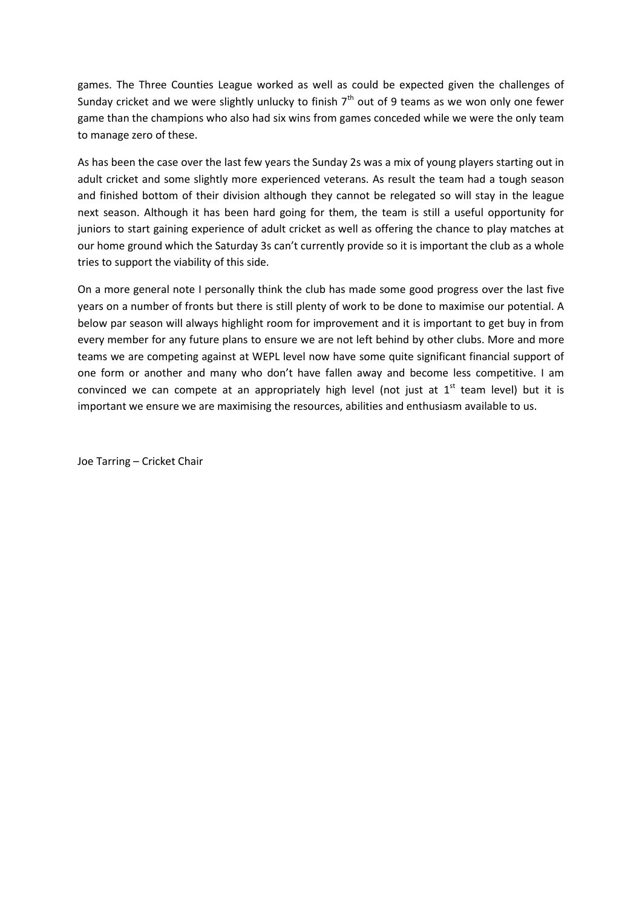games. The Three Counties League worked as well as could be expected given the challenges of Sunday cricket and we were slightly unlucky to finish 7th out of 9 teams as we won only one fewer game than the champions who also had six wins from games conceded while we were the only team to manage zero of these.

As has been the case over the last few years the Sunday 2s was a mix of young players starting out in adult cricket and some slightly more experienced veterans. As result the team had a tough season and finished bottom of their division although they cannot be relegated so will stay in the league next season. Although it has been hard going for them, the team is still a useful opportunity for juniors to start gaining experience of adult cricket as well as offering the chance to play matches at our home ground which the Saturday 3s can't currently provide so it is important the club as a whole tries to support the viability of this side.

On a more general note I personally think the club has made some good progress over the last five years on a number of fronts but there is still plenty of work to be done to maximise our potential. A below par season will always highlight room for improvement and it is important to get buy in from every member for any future plans to ensure we are not left behind by other clubs. More and more teams we are competing against at WEPL level now have some quite significant financial support of one form or another and many who don't have fallen away and become less competitive. I am convinced we can compete at an appropriately high level (not just at 1st team level) but it is important we ensure we are maximising the resources, abilities and enthusiasm available to us.

Joe Tarring – Cricket Chair